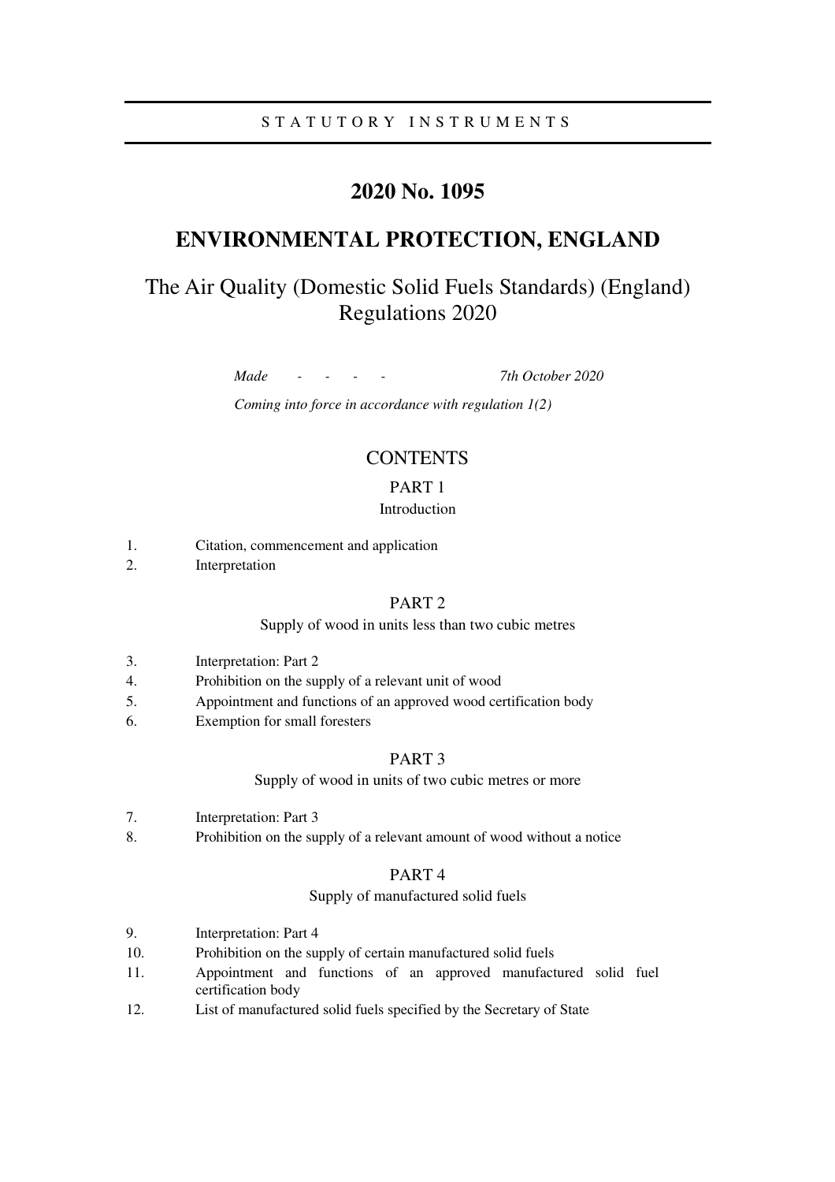STATUTORY INSTRUMENTS

# 2020 No. 1095

# ENVIRONMENTAL PROTECTION, ENGLAND

## The Air Quality (Domestic Solid Fuels Standards) (England) Regulations 2020

*Made - - - - 7th October 2020*

*Coming into force in accordance with regulation 1(2)*

### CONTENTS

#### PART 1
Introduction

1. Citation, commencement and application
2. Interpretation

#### PART 2
Supply of wood in units less than two cubic metres

3. Interpretation: Part 2
4. Prohibition on the supply of a relevant unit of wood
5. Appointment and functions of an approved wood certification body
6. Exemption for small foresters

#### PART 3
Supply of wood in units of two cubic metres or more

7. Interpretation: Part 3
8. Prohibition on the supply of a relevant amount of wood without a notice

#### PART 4
Supply of manufactured solid fuels

9. Interpretation: Part 4
10. Prohibition on the supply of certain manufactured solid fuels
11. Appointment and functions of an approved manufactured solid fuel certification body
12. List of manufactured solid fuels specified by the Secretary of State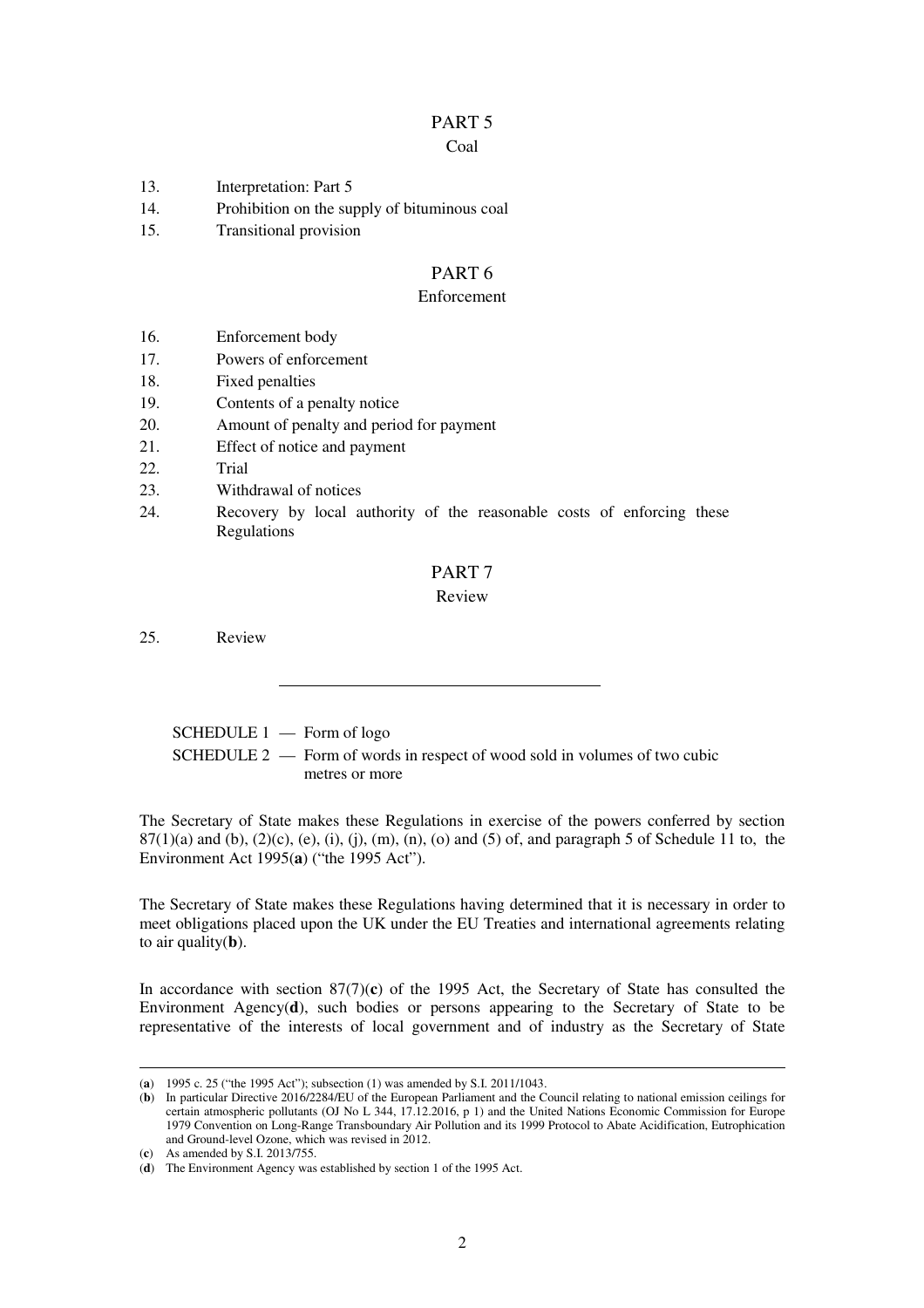## PART 5

### Coal

13. Interpretation: Part 5
14. Prohibition on the supply of bituminous coal
15. Transitional provision

## PART 6

### Enforcement

16. Enforcement body
17. Powers of enforcement
18. Fixed penalties
19. Contents of a penalty notice
20. Amount of penalty and period for payment
21. Effect of notice and payment
22. Trial
23. Withdrawal of notices
24. Recovery by local authority of the reasonable costs of enforcing these Regulations

## PART 7

### Review

25. Review

---

SCHEDULE 1 — Form of logo

SCHEDULE 2 — Form of words in respect of wood sold in volumes of two cubic metres or more

The Secretary of State makes these Regulations in exercise of the powers conferred by section 87(1)(a) and (b), (2)(c), (e), (i), (j), (m), (n), (o) and (5) of, and paragraph 5 of Schedule 11 to, the Environment Act 1995(**a**) ("the 1995 Act").

The Secretary of State makes these Regulations having determined that it is necessary in order to meet obligations placed upon the UK under the EU Treaties and international agreements relating to air quality(**b**).

In accordance with section 87(7)(**c**) of the 1995 Act, the Secretary of State has consulted the Environment Agency(**d**), such bodies or persons appearing to the Secretary of State to be representative of the interests of local government and of industry as the Secretary of State

---

(**a**) 1995 c. 25 ("the 1995 Act"); subsection (1) was amended by S.I. 2011/1043.

(**b**) In particular Directive 2016/2284/EU of the European Parliament and the Council relating to national emission ceilings for certain atmospheric pollutants (OJ No L 344, 17.12.2016, p 1) and the United Nations Economic Commission for Europe 1979 Convention on Long-Range Transboundary Air Pollution and its 1999 Protocol to Abate Acidification, Eutrophication and Ground-level Ozone, which was revised in 2012.

(**c**) As amended by S.I. 2013/755.

(**d**) The Environment Agency was established by section 1 of the 1995 Act.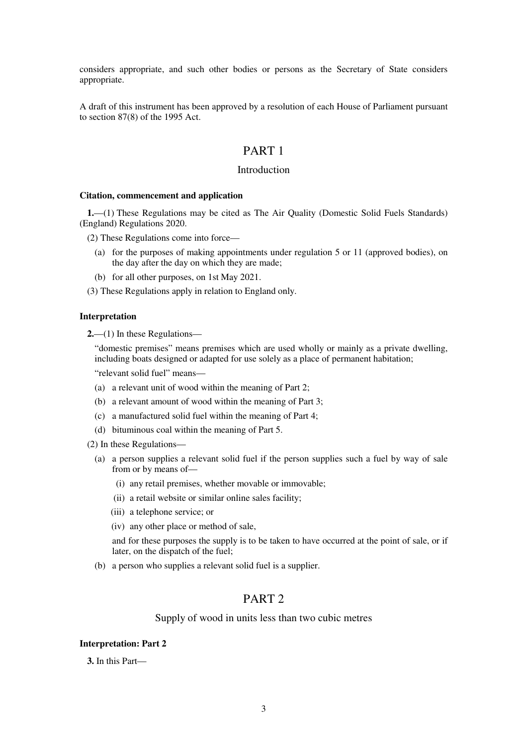considers appropriate, and such other bodies or persons as the Secretary of State considers appropriate.

A draft of this instrument has been approved by a resolution of each House of Parliament pursuant to section 87(8) of the 1995 Act.

# PART 1

## Introduction

### Citation, commencement and application

**1.**—(1) These Regulations may be cited as The Air Quality (Domestic Solid Fuels Standards) (England) Regulations 2020.

(2) These Regulations come into force—

- (a) for the purposes of making appointments under regulation 5 or 11 (approved bodies), on the day after the day on which they are made;
- (b) for all other purposes, on 1st May 2021.

(3) These Regulations apply in relation to England only.

### Interpretation

**2.**—(1) In these Regulations—

"domestic premises" means premises which are used wholly or mainly as a private dwelling, including boats designed or adapted for use solely as a place of permanent habitation;

"relevant solid fuel" means—

- (a) a relevant unit of wood within the meaning of Part 2;
- (b) a relevant amount of wood within the meaning of Part 3;
- (c) a manufactured solid fuel within the meaning of Part 4;
- (d) bituminous coal within the meaning of Part 5.

(2) In these Regulations—

- (a) a person supplies a relevant solid fuel if the person supplies such a fuel by way of sale from or by means of—
  - (i) any retail premises, whether movable or immovable;
  - (ii) a retail website or similar online sales facility;
  - (iii) a telephone service; or
  - (iv) any other place or method of sale,

  and for these purposes the supply is to be taken to have occurred at the point of sale, or if later, on the dispatch of the fuel;
- (b) a person who supplies a relevant solid fuel is a supplier.

# PART 2

## Supply of wood in units less than two cubic metres

### Interpretation: Part 2

**3.** In this Part—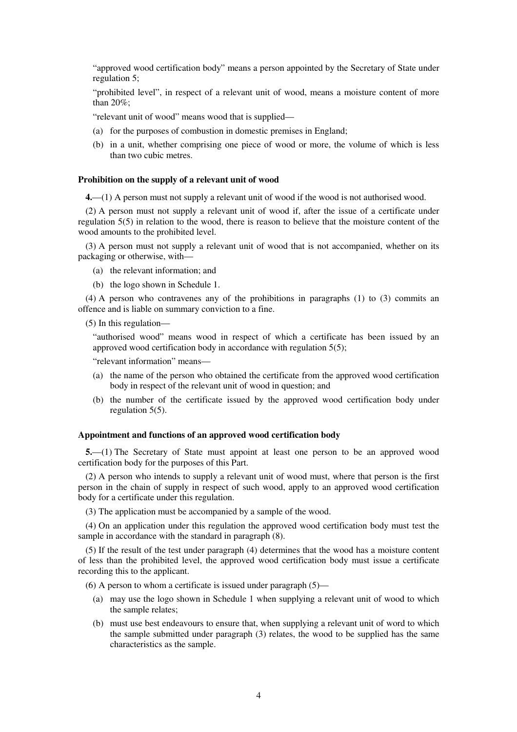"approved wood certification body" means a person appointed by the Secretary of State under regulation 5;

"prohibited level", in respect of a relevant unit of wood, means a moisture content of more than 20%;

"relevant unit of wood" means wood that is supplied—

(a) for the purposes of combustion in domestic premises in England;

(b) in a unit, whether comprising one piece of wood or more, the volume of which is less than two cubic metres.

### Prohibition on the supply of a relevant unit of wood

**4.**—(1) A person must not supply a relevant unit of wood if the wood is not authorised wood.

(2) A person must not supply a relevant unit of wood if, after the issue of a certificate under regulation 5(5) in relation to the wood, there is reason to believe that the moisture content of the wood amounts to the prohibited level.

(3) A person must not supply a relevant unit of wood that is not accompanied, whether on its packaging or otherwise, with—

(a) the relevant information; and

(b) the logo shown in Schedule 1.

(4) A person who contravenes any of the prohibitions in paragraphs (1) to (3) commits an offence and is liable on summary conviction to a fine.

(5) In this regulation—

"authorised wood" means wood in respect of which a certificate has been issued by an approved wood certification body in accordance with regulation 5(5);

"relevant information" means—

(a) the name of the person who obtained the certificate from the approved wood certification body in respect of the relevant unit of wood in question; and

(b) the number of the certificate issued by the approved wood certification body under regulation 5(5).

### Appointment and functions of an approved wood certification body

**5.**—(1) The Secretary of State must appoint at least one person to be an approved wood certification body for the purposes of this Part.

(2) A person who intends to supply a relevant unit of wood must, where that person is the first person in the chain of supply in respect of such wood, apply to an approved wood certification body for a certificate under this regulation.

(3) The application must be accompanied by a sample of the wood.

(4) On an application under this regulation the approved wood certification body must test the sample in accordance with the standard in paragraph (8).

(5) If the result of the test under paragraph (4) determines that the wood has a moisture content of less than the prohibited level, the approved wood certification body must issue a certificate recording this to the applicant.

(6) A person to whom a certificate is issued under paragraph (5)—

(a) may use the logo shown in Schedule 1 when supplying a relevant unit of wood to which the sample relates;

(b) must use best endeavours to ensure that, when supplying a relevant unit of word to which the sample submitted under paragraph (3) relates, the wood to be supplied has the same characteristics as the sample.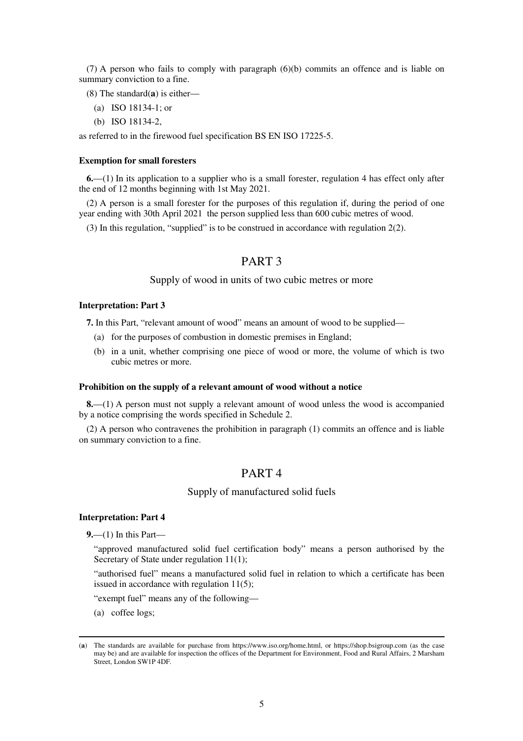(7) A person who fails to comply with paragraph (6)(b) commits an offence and is liable on summary conviction to a fine.

(8) The standard([a]) is either—

(a) ISO 18134-1; or

(b) ISO 18134-2,

as referred to in the firewood fuel specification BS EN ISO 17225-5.

**Exemption for small foresters**

**6.**—(1) In its application to a supplier who is a small forester, regulation 4 has effect only after the end of 12 months beginning with 1st May 2021.

(2) A person is a small forester for the purposes of this regulation if, during the period of one year ending with 30th April 2021 the person supplied less than 600 cubic metres of wood.

(3) In this regulation, "supplied" is to be construed in accordance with regulation 2(2).

## PART 3

### Supply of wood in units of two cubic metres or more

**Interpretation: Part 3**

**7.** In this Part, "relevant amount of wood" means an amount of wood to be supplied—

(a) for the purposes of combustion in domestic premises in England;

(b) in a unit, whether comprising one piece of wood or more, the volume of which is two cubic metres or more.

**Prohibition on the supply of a relevant amount of wood without a notice**

**8.**—(1) A person must not supply a relevant amount of wood unless the wood is accompanied by a notice comprising the words specified in Schedule 2.

(2) A person who contravenes the prohibition in paragraph (1) commits an offence and is liable on summary conviction to a fine.

## PART 4

### Supply of manufactured solid fuels

**Interpretation: Part 4**

**9.**—(1) In this Part—

"approved manufactured solid fuel certification body" means a person authorised by the Secretary of State under regulation 11(1);

"authorised fuel" means a manufactured solid fuel in relation to which a certificate has been issued in accordance with regulation 11(5);

"exempt fuel" means any of the following—

(a) coffee logs;

---

([a]) The standards are available for purchase from https://www.iso.org/home.html, or https://shop.bsigroup.com (as the case may be) and are available for inspection the offices of the Department for Environment, Food and Rural Affairs, 2 Marsham Street, London SW1P 4DF.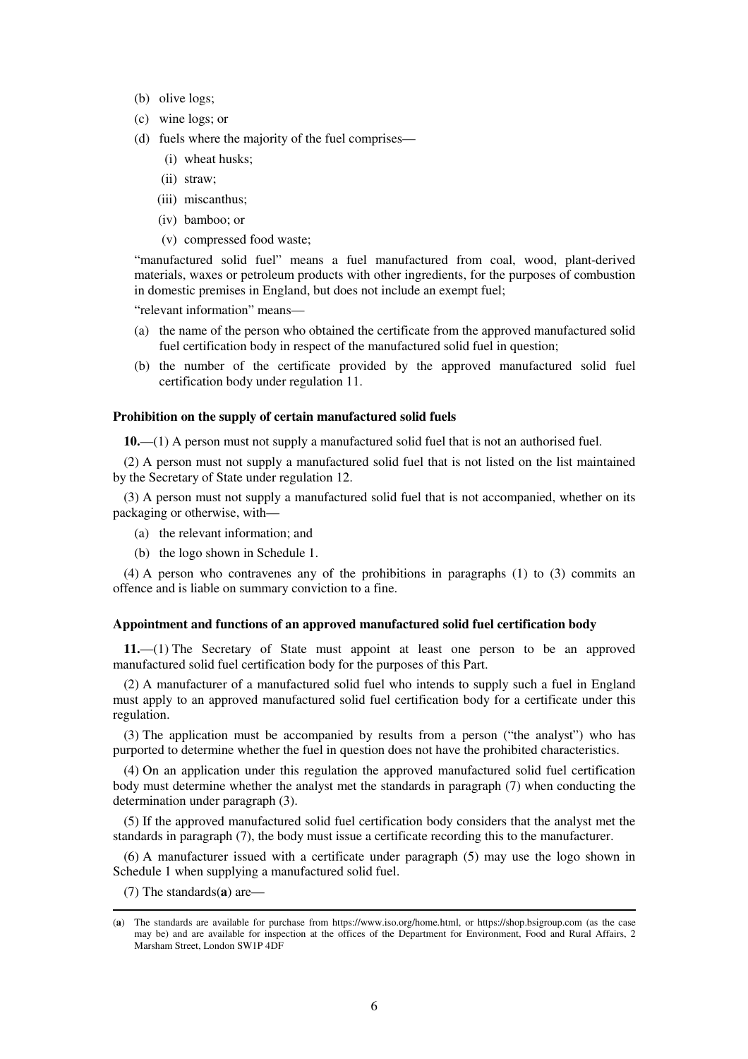(b) olive logs;

(c) wine logs; or

(d) fuels where the majority of the fuel comprises—

(i) wheat husks;

(ii) straw;

(iii) miscanthus;

(iv) bamboo; or

(v) compressed food waste;

"manufactured solid fuel" means a fuel manufactured from coal, wood, plant-derived materials, waxes or petroleum products with other ingredients, for the purposes of combustion in domestic premises in England, but does not include an exempt fuel;

"relevant information" means—

(a) the name of the person who obtained the certificate from the approved manufactured solid fuel certification body in respect of the manufactured solid fuel in question;

(b) the number of the certificate provided by the approved manufactured solid fuel certification body under regulation 11.

**Prohibition on the supply of certain manufactured solid fuels**

**10.**—(1) A person must not supply a manufactured solid fuel that is not an authorised fuel.

(2) A person must not supply a manufactured solid fuel that is not listed on the list maintained by the Secretary of State under regulation 12.

(3) A person must not supply a manufactured solid fuel that is not accompanied, whether on its packaging or otherwise, with—

(a) the relevant information; and

(b) the logo shown in Schedule 1.

(4) A person who contravenes any of the prohibitions in paragraphs (1) to (3) commits an offence and is liable on summary conviction to a fine.

**Appointment and functions of an approved manufactured solid fuel certification body**

**11.**—(1) The Secretary of State must appoint at least one person to be an approved manufactured solid fuel certification body for the purposes of this Part.

(2) A manufacturer of a manufactured solid fuel who intends to supply such a fuel in England must apply to an approved manufactured solid fuel certification body for a certificate under this regulation.

(3) The application must be accompanied by results from a person ("the analyst") who has purported to determine whether the fuel in question does not have the prohibited characteristics.

(4) On an application under this regulation the approved manufactured solid fuel certification body must determine whether the analyst met the standards in paragraph (7) when conducting the determination under paragraph (3).

(5) If the approved manufactured solid fuel certification body considers that the analyst met the standards in paragraph (7), the body must issue a certificate recording this to the manufacturer.

(6) A manufacturer issued with a certificate under paragraph (5) may use the logo shown in Schedule 1 when supplying a manufactured solid fuel.

(7) The standards(**a**) are—

(**a**) The standards are available for purchase from https://www.iso.org/home.html, or https://shop.bsigroup.com (as the case may be) and are available for inspection at the offices of the Department for Environment, Food and Rural Affairs, 2 Marsham Street, London SW1P 4DF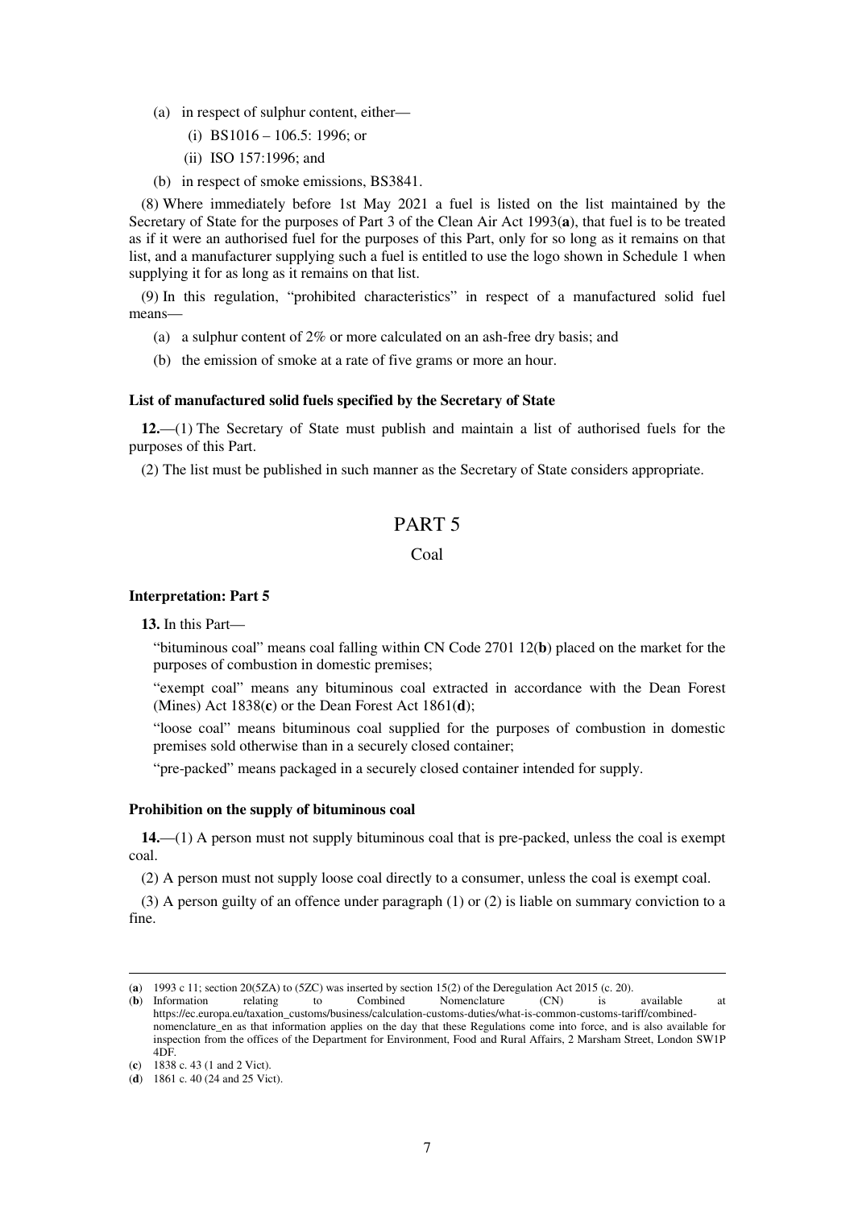(a) in respect of sulphur content, either—

(i) BS1016 – 106.5: 1996; or

(ii) ISO 157:1996; and

(b) in respect of smoke emissions, BS3841.

(8) Where immediately before 1st May 2021 a fuel is listed on the list maintained by the Secretary of State for the purposes of Part 3 of the Clean Air Act 1993(**a**), that fuel is to be treated as if it were an authorised fuel for the purposes of this Part, only for so long as it remains on that list, and a manufacturer supplying such a fuel is entitled to use the logo shown in Schedule 1 when supplying it for as long as it remains on that list.

(9) In this regulation, "prohibited characteristics" in respect of a manufactured solid fuel means—

(a) a sulphur content of 2% or more calculated on an ash-free dry basis; and

(b) the emission of smoke at a rate of five grams or more an hour.

**List of manufactured solid fuels specified by the Secretary of State**

**12.**—(1) The Secretary of State must publish and maintain a list of authorised fuels for the purposes of this Part.

(2) The list must be published in such manner as the Secretary of State considers appropriate.

# PART 5

## Coal

**Interpretation: Part 5**

**13.** In this Part—

"bituminous coal" means coal falling within CN Code 2701 12(**b**) placed on the market for the purposes of combustion in domestic premises;

"exempt coal" means any bituminous coal extracted in accordance with the Dean Forest (Mines) Act 1838(**c**) or the Dean Forest Act 1861(**d**);

"loose coal" means bituminous coal supplied for the purposes of combustion in domestic premises sold otherwise than in a securely closed container;

"pre-packed" means packaged in a securely closed container intended for supply.

**Prohibition on the supply of bituminous coal**

**14.**—(1) A person must not supply bituminous coal that is pre-packed, unless the coal is exempt coal.

(2) A person must not supply loose coal directly to a consumer, unless the coal is exempt coal.

(3) A person guilty of an offence under paragraph (1) or (2) is liable on summary conviction to a fine.

---

(**a**) 1993 c 11; section 20(5ZA) to (5ZC) was inserted by section 15(2) of the Deregulation Act 2015 (c. 20).

(**b**) Information relating to Combined Nomenclature (CN) is available at https://ec.europa.eu/taxation_customs/business/calculation-customs-duties/what-is-common-customs-tariff/combined-nomenclature_en as that information applies on the day that these Regulations come into force, and is also available for inspection from the offices of the Department for Environment, Food and Rural Affairs, 2 Marsham Street, London SW1P 4DF.

(**c**) 1838 c. 43 (1 and 2 Vict).

(**d**) 1861 c. 40 (24 and 25 Vict).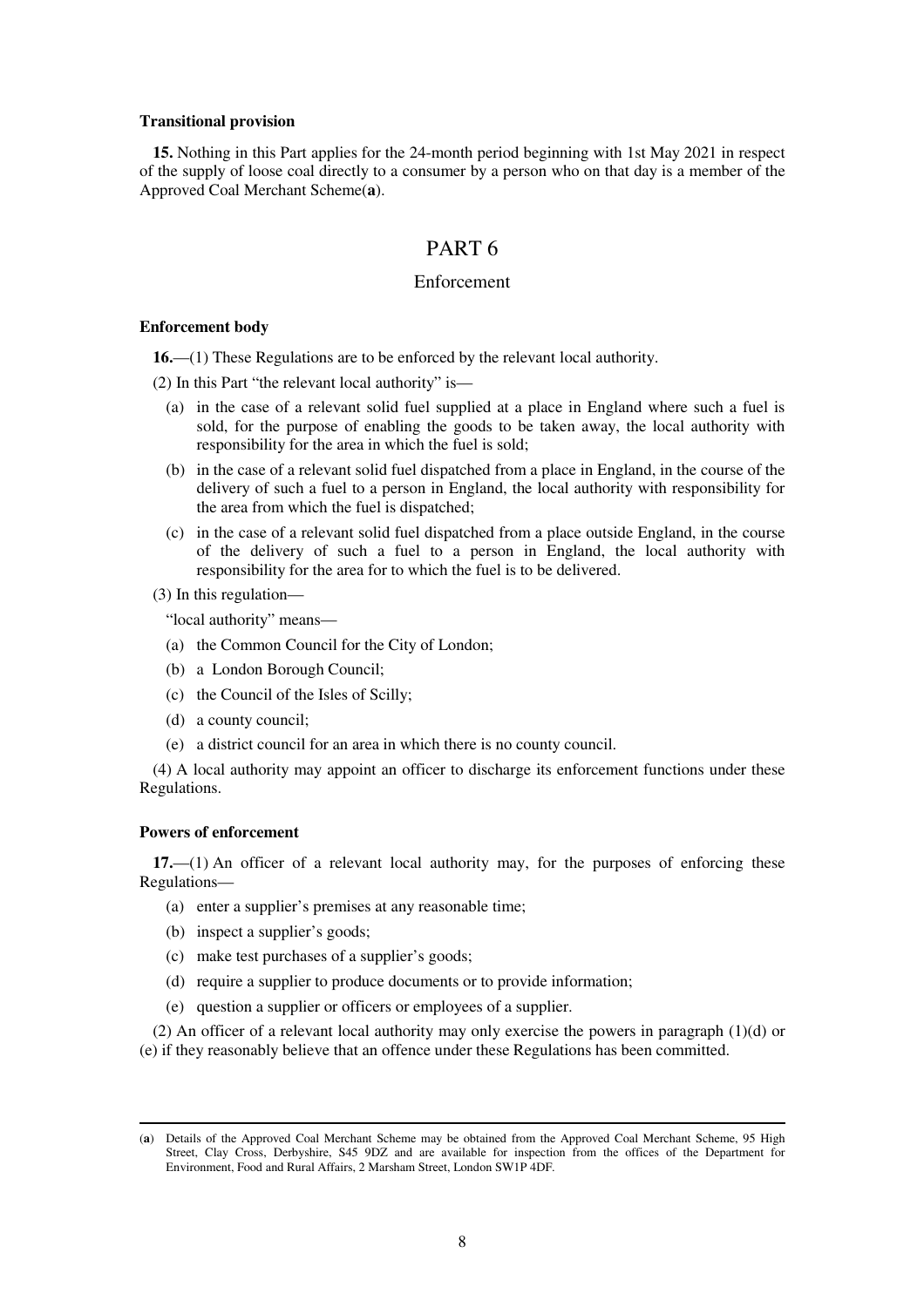**Transitional provision**

**15.** Nothing in this Part applies for the 24-month period beginning with 1st May 2021 in respect of the supply of loose coal directly to a consumer by a person who on that day is a member of the Approved Coal Merchant Scheme(**a**).

# PART 6

## Enforcement

**Enforcement body**

**16.**—(1) These Regulations are to be enforced by the relevant local authority.

(2) In this Part "the relevant local authority" is—

- (a) in the case of a relevant solid fuel supplied at a place in England where such a fuel is sold, for the purpose of enabling the goods to be taken away, the local authority with responsibility for the area in which the fuel is sold;
- (b) in the case of a relevant solid fuel dispatched from a place in England, in the course of the delivery of such a fuel to a person in England, the local authority with responsibility for the area from which the fuel is dispatched;
- (c) in the case of a relevant solid fuel dispatched from a place outside England, in the course of the delivery of such a fuel to a person in England, the local authority with responsibility for the area for to which the fuel is to be delivered.

(3) In this regulation—

"local authority" means—

- (a) the Common Council for the City of London;
- (b) a London Borough Council;
- (c) the Council of the Isles of Scilly;
- (d) a county council;
- (e) a district council for an area in which there is no county council.

(4) A local authority may appoint an officer to discharge its enforcement functions under these Regulations.

**Powers of enforcement**

**17.**—(1) An officer of a relevant local authority may, for the purposes of enforcing these Regulations—

- (a) enter a supplier's premises at any reasonable time;
- (b) inspect a supplier's goods;
- (c) make test purchases of a supplier's goods;
- (d) require a supplier to produce documents or to provide information;
- (e) question a supplier or officers or employees of a supplier.

(2) An officer of a relevant local authority may only exercise the powers in paragraph (1)(d) or (e) if they reasonably believe that an offence under these Regulations has been committed.

---

(**a**) Details of the Approved Coal Merchant Scheme may be obtained from the Approved Coal Merchant Scheme, 95 High Street, Clay Cross, Derbyshire, S45 9DZ and are available for inspection from the offices of the Department for Environment, Food and Rural Affairs, 2 Marsham Street, London SW1P 4DF.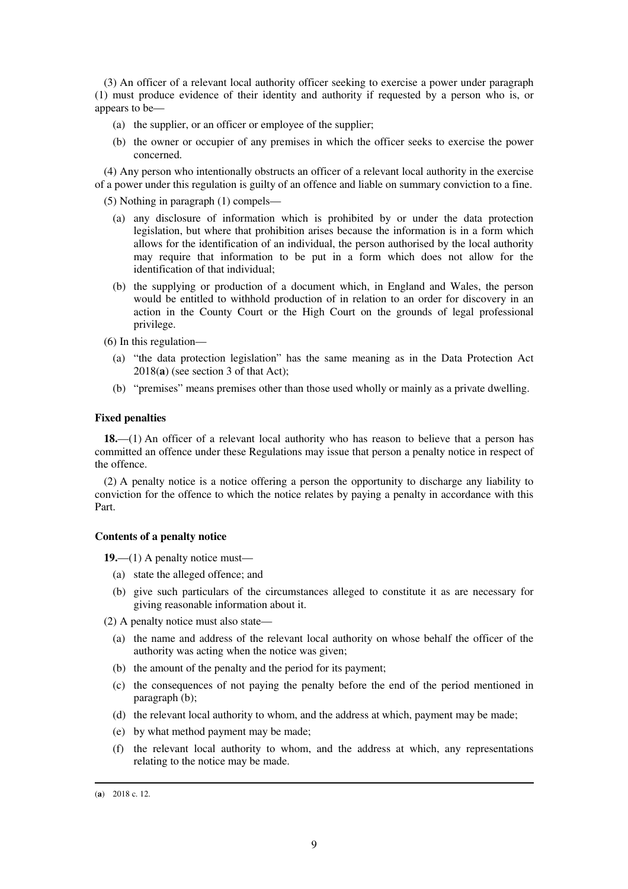(3) An officer of a relevant local authority officer seeking to exercise a power under paragraph (1) must produce evidence of their identity and authority if requested by a person who is, or appears to be—

(a) the supplier, or an officer or employee of the supplier;

(b) the owner or occupier of any premises in which the officer seeks to exercise the power concerned.

(4) Any person who intentionally obstructs an officer of a relevant local authority in the exercise of a power under this regulation is guilty of an offence and liable on summary conviction to a fine.

(5) Nothing in paragraph (1) compels—

(a) any disclosure of information which is prohibited by or under the data protection legislation, but where that prohibition arises because the information is in a form which allows for the identification of an individual, the person authorised by the local authority may require that information to be put in a form which does not allow for the identification of that individual;

(b) the supplying or production of a document which, in England and Wales, the person would be entitled to withhold production of in relation to an order for discovery in an action in the County Court or the High Court on the grounds of legal professional privilege.

(6) In this regulation—

(a) "the data protection legislation" has the same meaning as in the Data Protection Act 2018(**a**) (see section 3 of that Act);

(b) "premises" means premises other than those used wholly or mainly as a private dwelling.

**Fixed penalties**

**18.**—(1) An officer of a relevant local authority who has reason to believe that a person has committed an offence under these Regulations may issue that person a penalty notice in respect of the offence.

(2) A penalty notice is a notice offering a person the opportunity to discharge any liability to conviction for the offence to which the notice relates by paying a penalty in accordance with this Part.

**Contents of a penalty notice**

**19.**—(1) A penalty notice must—

(a) state the alleged offence; and

(b) give such particulars of the circumstances alleged to constitute it as are necessary for giving reasonable information about it.

(2) A penalty notice must also state—

(a) the name and address of the relevant local authority on whose behalf the officer of the authority was acting when the notice was given;

(b) the amount of the penalty and the period for its payment;

(c) the consequences of not paying the penalty before the end of the period mentioned in paragraph (b);

(d) the relevant local authority to whom, and the address at which, payment may be made;

(e) by what method payment may be made;

(f) the relevant local authority to whom, and the address at which, any representations relating to the notice may be made.

(**a**) 2018 c. 12.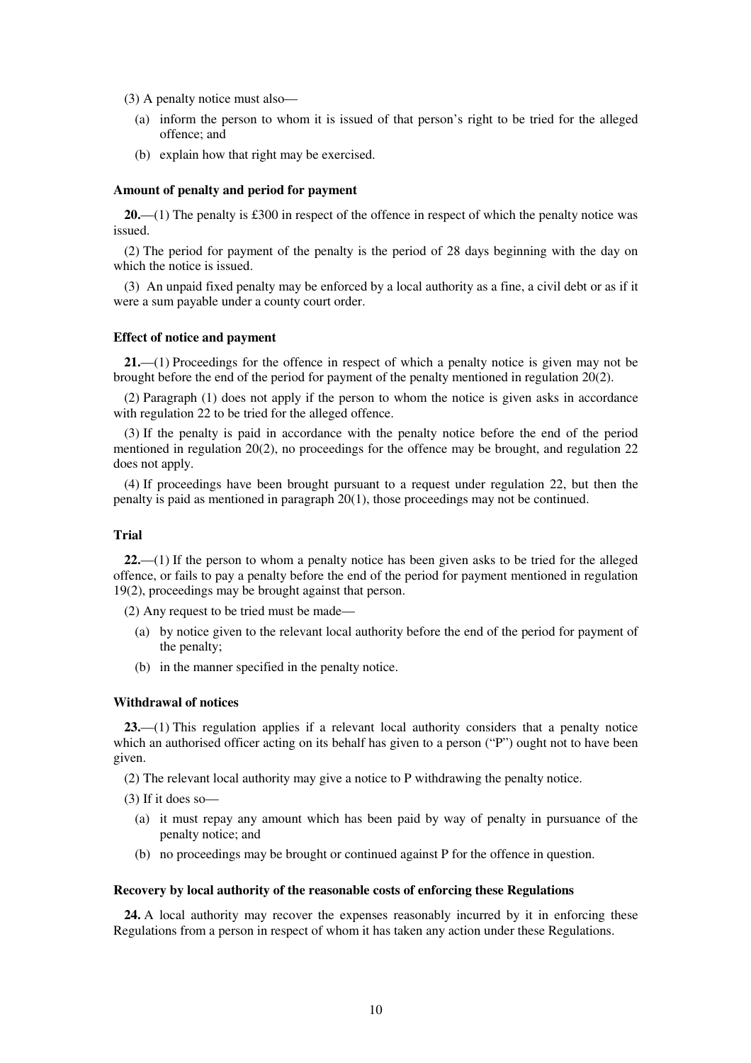(3) A penalty notice must also—

(a) inform the person to whom it is issued of that person's right to be tried for the alleged offence; and

(b) explain how that right may be exercised.

**Amount of penalty and period for payment**

**20.**—(1) The penalty is £300 in respect of the offence in respect of which the penalty notice was issued.

(2) The period for payment of the penalty is the period of 28 days beginning with the day on which the notice is issued.

(3) An unpaid fixed penalty may be enforced by a local authority as a fine, a civil debt or as if it were a sum payable under a county court order.

**Effect of notice and payment**

**21.**—(1) Proceedings for the offence in respect of which a penalty notice is given may not be brought before the end of the period for payment of the penalty mentioned in regulation 20(2).

(2) Paragraph (1) does not apply if the person to whom the notice is given asks in accordance with regulation 22 to be tried for the alleged offence.

(3) If the penalty is paid in accordance with the penalty notice before the end of the period mentioned in regulation 20(2), no proceedings for the offence may be brought, and regulation 22 does not apply.

(4) If proceedings have been brought pursuant to a request under regulation 22, but then the penalty is paid as mentioned in paragraph 20(1), those proceedings may not be continued.

**Trial**

**22.**—(1) If the person to whom a penalty notice has been given asks to be tried for the alleged offence, or fails to pay a penalty before the end of the period for payment mentioned in regulation 19(2), proceedings may be brought against that person.

(2) Any request to be tried must be made—

(a) by notice given to the relevant local authority before the end of the period for payment of the penalty;

(b) in the manner specified in the penalty notice.

**Withdrawal of notices**

**23.**—(1) This regulation applies if a relevant local authority considers that a penalty notice which an authorised officer acting on its behalf has given to a person ("P") ought not to have been given.

(2) The relevant local authority may give a notice to P withdrawing the penalty notice.

(3) If it does so—

(a) it must repay any amount which has been paid by way of penalty in pursuance of the penalty notice; and

(b) no proceedings may be brought or continued against P for the offence in question.

**Recovery by local authority of the reasonable costs of enforcing these Regulations**

**24.** A local authority may recover the expenses reasonably incurred by it in enforcing these Regulations from a person in respect of whom it has taken any action under these Regulations.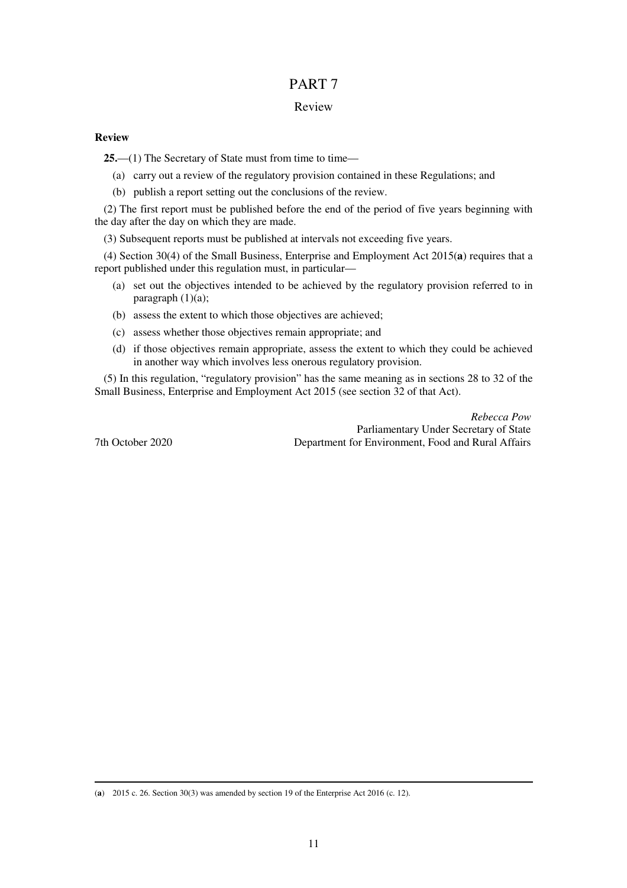# PART 7

## Review

### Review

**25.**—(1) The Secretary of State must from time to time—

(a) carry out a review of the regulatory provision contained in these Regulations; and

(b) publish a report setting out the conclusions of the review.

(2) The first report must be published before the end of the period of five years beginning with the day after the day on which they are made.

(3) Subsequent reports must be published at intervals not exceeding five years.

(4) Section 30(4) of the Small Business, Enterprise and Employment Act 2015(**a**) requires that a report published under this regulation must, in particular—

(a) set out the objectives intended to be achieved by the regulatory provision referred to in paragraph (1)(a);

(b) assess the extent to which those objectives are achieved;

(c) assess whether those objectives remain appropriate; and

(d) if those objectives remain appropriate, assess the extent to which they could be achieved in another way which involves less onerous regulatory provision.

(5) In this regulation, "regulatory provision" has the same meaning as in sections 28 to 32 of the Small Business, Enterprise and Employment Act 2015 (see section 32 of that Act).

*Rebecca Pow*
Parliamentary Under Secretary of State
Department for Environment, Food and Rural Affairs

7th October 2020

---

(**a**) 2015 c. 26. Section 30(3) was amended by section 19 of the Enterprise Act 2016 (c. 12).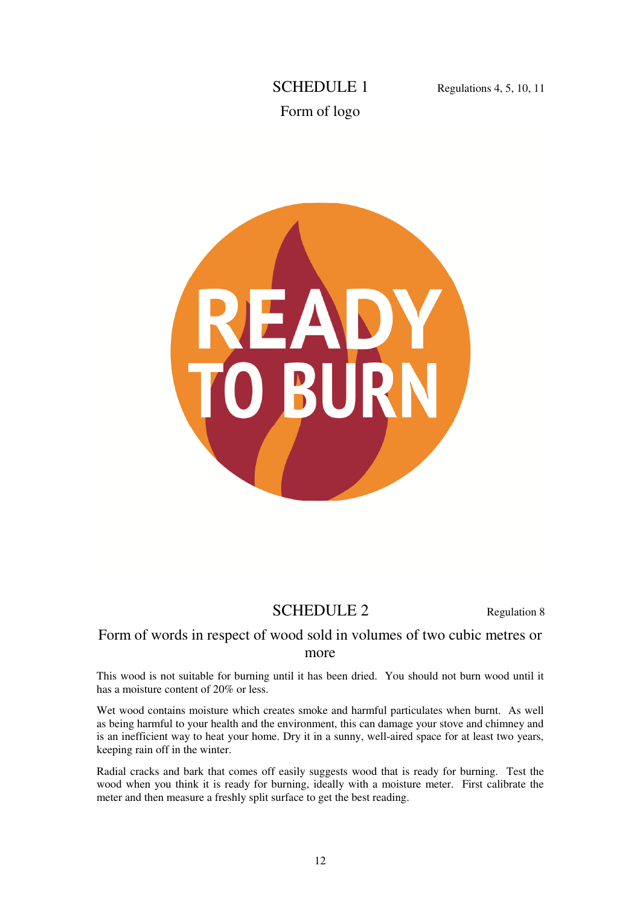# SCHEDULE 1

Regulations 4, 5, 10, 11

## Form of logo

READY TO BURN

# SCHEDULE 2

Regulation 8

## Form of words in respect of wood sold in volumes of two cubic metres or more

This wood is not suitable for burning until it has been dried. You should not burn wood until it has a moisture content of 20% or less.

Wet wood contains moisture which creates smoke and harmful particulates when burnt. As well as being harmful to your health and the environment, this can damage your stove and chimney and is an inefficient way to heat your home. Dry it in a sunny, well-aired space for at least two years, keeping rain off in the winter.

Radial cracks and bark that comes off easily suggests wood that is ready for burning. Test the wood when you think it is ready for burning, ideally with a moisture meter. First calibrate the meter and then measure a freshly split surface to get the best reading.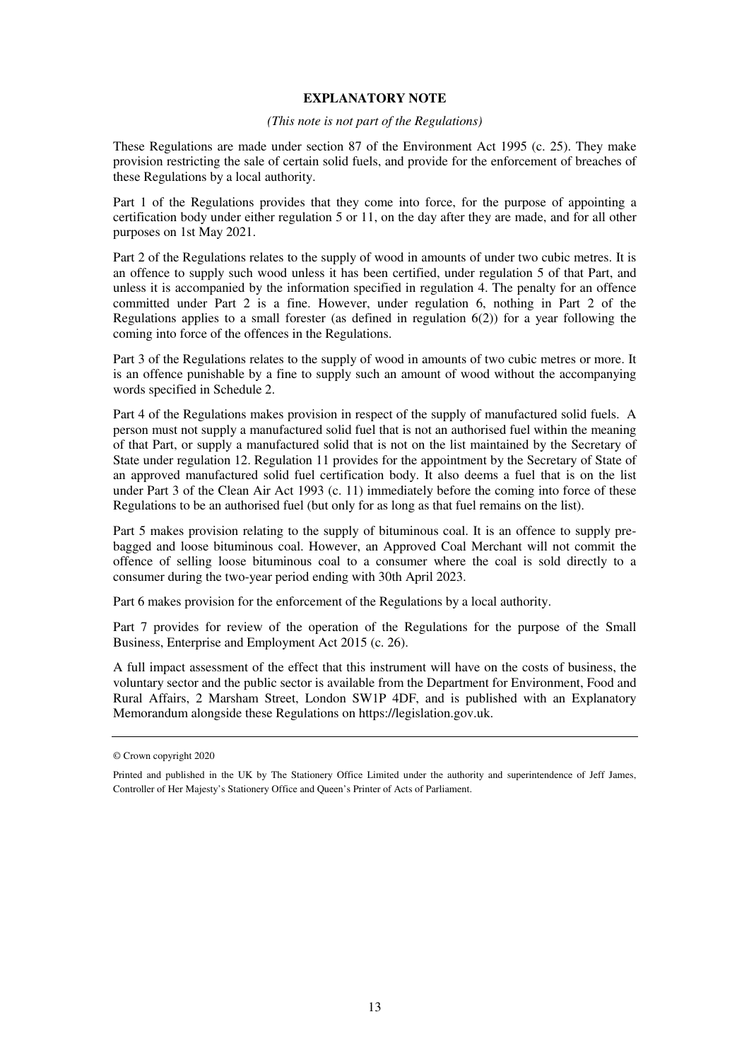**EXPLANATORY NOTE**

*(This note is not part of the Regulations)*

These Regulations are made under section 87 of the Environment Act 1995 (c. 25). They make provision restricting the sale of certain solid fuels, and provide for the enforcement of breaches of these Regulations by a local authority.

Part 1 of the Regulations provides that they come into force, for the purpose of appointing a certification body under either regulation 5 or 11, on the day after they are made, and for all other purposes on 1st May 2021.

Part 2 of the Regulations relates to the supply of wood in amounts of under two cubic metres. It is an offence to supply such wood unless it has been certified, under regulation 5 of that Part, and unless it is accompanied by the information specified in regulation 4. The penalty for an offence committed under Part 2 is a fine. However, under regulation 6, nothing in Part 2 of the Regulations applies to a small forester (as defined in regulation 6(2)) for a year following the coming into force of the offences in the Regulations.

Part 3 of the Regulations relates to the supply of wood in amounts of two cubic metres or more. It is an offence punishable by a fine to supply such an amount of wood without the accompanying words specified in Schedule 2.

Part 4 of the Regulations makes provision in respect of the supply of manufactured solid fuels. A person must not supply a manufactured solid fuel that is not an authorised fuel within the meaning of that Part, or supply a manufactured solid that is not on the list maintained by the Secretary of State under regulation 12. Regulation 11 provides for the appointment by the Secretary of State of an approved manufactured solid fuel certification body. It also deems a fuel that is on the list under Part 3 of the Clean Air Act 1993 (c. 11) immediately before the coming into force of these Regulations to be an authorised fuel (but only for as long as that fuel remains on the list).

Part 5 makes provision relating to the supply of bituminous coal. It is an offence to supply pre-bagged and loose bituminous coal. However, an Approved Coal Merchant will not commit the offence of selling loose bituminous coal to a consumer where the coal is sold directly to a consumer during the two-year period ending with 30th April 2023.

Part 6 makes provision for the enforcement of the Regulations by a local authority.

Part 7 provides for review of the operation of the Regulations for the purpose of the Small Business, Enterprise and Employment Act 2015 (c. 26).

A full impact assessment of the effect that this instrument will have on the costs of business, the voluntary sector and the public sector is available from the Department for Environment, Food and Rural Affairs, 2 Marsham Street, London SW1P 4DF, and is published with an Explanatory Memorandum alongside these Regulations on https://legislation.gov.uk.

---

© Crown copyright 2020

Printed and published in the UK by The Stationery Office Limited under the authority and superintendence of Jeff James, Controller of Her Majesty's Stationery Office and Queen's Printer of Acts of Parliament.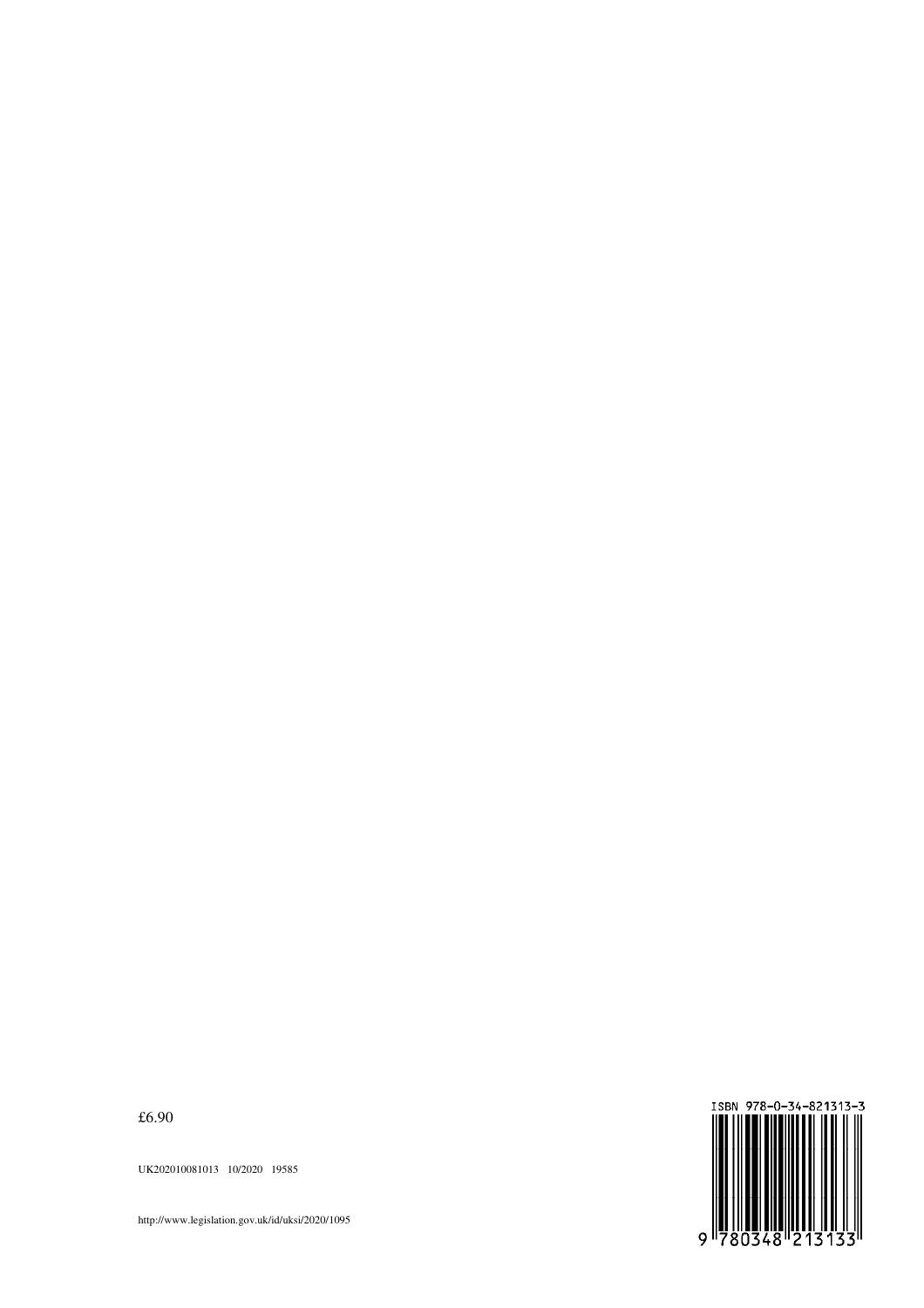£6.90

UK202010081013 10/2020 19585

http://www.legislation.gov.uk/id/uksi/2020/1095

ISBN 978-0-34-821313-3

9 780348 213133